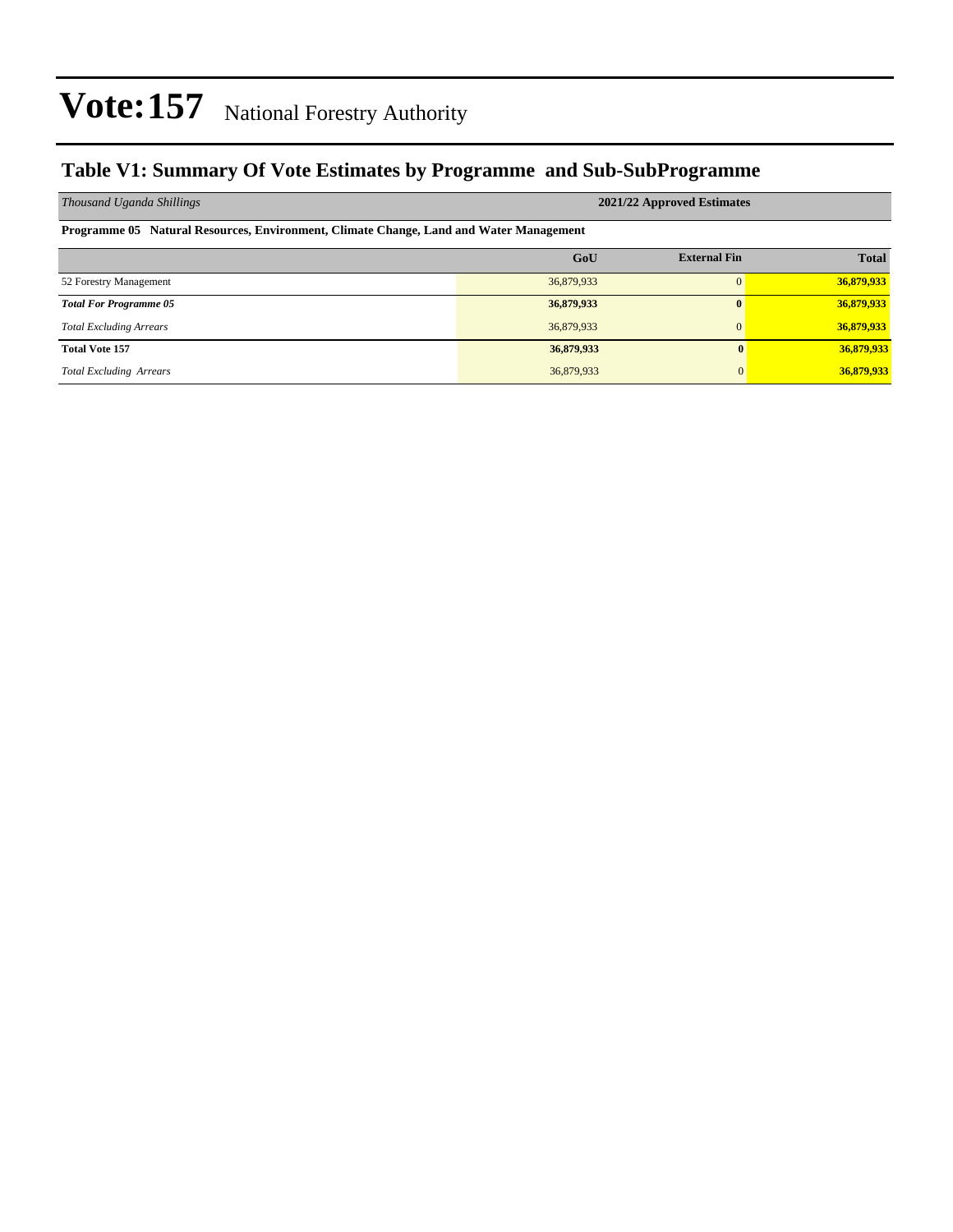# Vote:157 National Forestry Authority

## Table V1: Summary Of Vote Estimates by Programme and Sub-SubProgramme

| *Thousand Uganda Shillings* | 2021/22 Approved Estimates | | |
|---|---|---|---|
| **Programme 05 Natural Resources, Environment, Climate Change, Land and Water Management** | | | |
| | **GoU** | **External Fin** | **Total** |
| 52 Forestry Management | 36,879,933 | 0 | **36,879,933** |
| ***Total For Programme 05*** | **36,879,933** | **0** | **36,879,933** |
| *Total Excluding Arrears* | 36,879,933 | 0 | **36,879,933** |
| **Total Vote 157** | **36,879,933** | **0** | **36,879,933** |
| *Total Excluding Arrears* | 36,879,933 | 0 | **36,879,933** |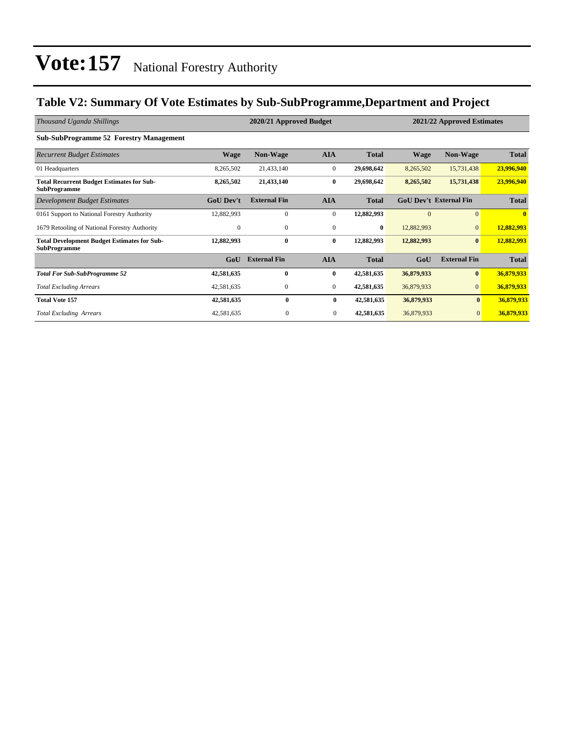# Vote:157 National Forestry Authority

## Table V2: Summary Of Vote Estimates by Sub-SubProgramme,Department and Project

| *Thousand Uganda Shillings* | 2020/21 Approved Budget | | | | 2021/22 Approved Estimates | | |
|---|---|---|---|---|---|---|---|
| **Sub-SubProgramme 52 Forestry Management** | | | | | | | |
| *Recurrent Budget Estimates* | **Wage** | **Non-Wage** | **AIA** | **Total** | **Wage** | **Non-Wage** | **Total** |
| 01 Headquarters | 8,265,502 | 21,433,140 | 0 | **29,698,642** | 8,265,502 | 15,731,438 | **23,996,940** |
| **Total Recurrent Budget Estimates for Sub-SubProgramme** | **8,265,502** | **21,433,140** | **0** | **29,698,642** | **8,265,502** | **15,731,438** | **23,996,940** |
| *Development Budget Estimates* | **GoU Dev't** | **External Fin** | **AIA** | **Total** | **GoU Dev't** | **External Fin** | **Total** |
| 0161 Support to National Forestry Authority | 12,882,993 | 0 | 0 | **12,882,993** | 0 | 0 | **0** |
| 1679 Retooling of National Forestry Authority | 0 | 0 | 0 | **0** | 12,882,993 | 0 | **12,882,993** |
| **Total Development Budget Estimates for Sub-SubProgramme** | **12,882,993** | **0** | **0** | **12,882,993** | **12,882,993** | **0** | **12,882,993** |
| | **GoU** | **External Fin** | **AIA** | **Total** | **GoU** | **External Fin** | **Total** |
| ***Total For Sub-SubProgramme 52*** | **42,581,635** | **0** | **0** | **42,581,635** | **36,879,933** | **0** | **36,879,933** |
| *Total Excluding Arrears* | 42,581,635 | 0 | 0 | **42,581,635** | 36,879,933 | 0 | **36,879,933** |
| **Total Vote 157** | **42,581,635** | **0** | **0** | **42,581,635** | **36,879,933** | **0** | **36,879,933** |
| *Total Excluding Arrears* | 42,581,635 | 0 | 0 | **42,581,635** | 36,879,933 | 0 | **36,879,933** |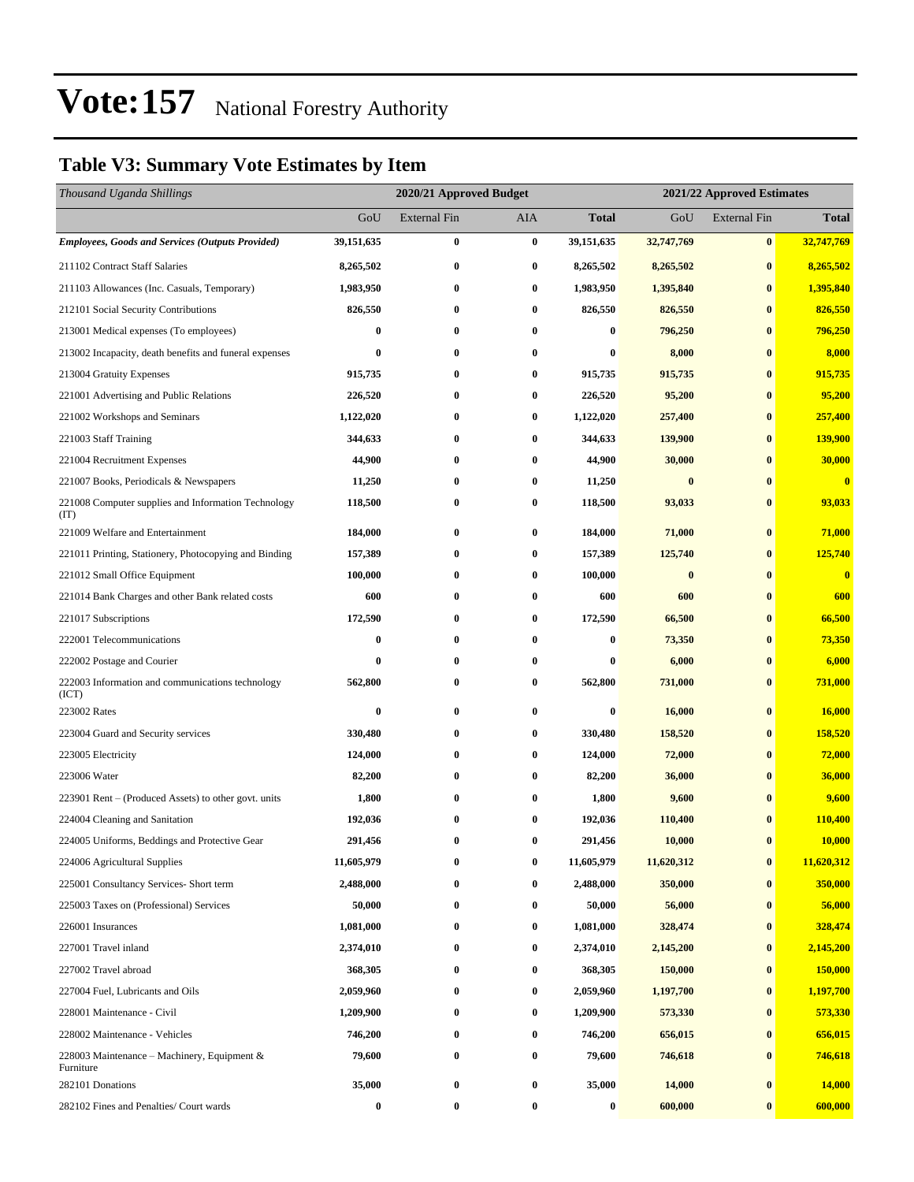# Vote:157 National Forestry Authority

## Table V3: Summary Vote Estimates by Item

| *Thousand Uganda Shillings* | 2020/21 Approved Budget | | | | 2021/22 Approved Estimates | | |
|---|---|---|---|---|---|---|---|
| | GoU | External Fin | AIA | **Total** | GoU | External Fin | **Total** |
| ***Employees, Goods and Services (Outputs Provided)*** | **39,151,635** | **0** | **0** | **39,151,635** | **32,747,769** | **0** | **32,747,769** |
| 211102 Contract Staff Salaries | **8,265,502** | **0** | **0** | **8,265,502** | **8,265,502** | **0** | **8,265,502** |
| 211103 Allowances (Inc. Casuals, Temporary) | **1,983,950** | **0** | **0** | **1,983,950** | **1,395,840** | **0** | **1,395,840** |
| 212101 Social Security Contributions | **826,550** | **0** | **0** | **826,550** | **826,550** | **0** | **826,550** |
| 213001 Medical expenses (To employees) | **0** | **0** | **0** | **0** | **796,250** | **0** | **796,250** |
| 213002 Incapacity, death benefits and funeral expenses | **0** | **0** | **0** | **0** | **8,000** | **0** | **8,000** |
| 213004 Gratuity Expenses | **915,735** | **0** | **0** | **915,735** | **915,735** | **0** | **915,735** |
| 221001 Advertising and Public Relations | **226,520** | **0** | **0** | **226,520** | **95,200** | **0** | **95,200** |
| 221002 Workshops and Seminars | **1,122,020** | **0** | **0** | **1,122,020** | **257,400** | **0** | **257,400** |
| 221003 Staff Training | **344,633** | **0** | **0** | **344,633** | **139,900** | **0** | **139,900** |
| 221004 Recruitment Expenses | **44,900** | **0** | **0** | **44,900** | **30,000** | **0** | **30,000** |
| 221007 Books, Periodicals & Newspapers | **11,250** | **0** | **0** | **11,250** | **0** | **0** | **0** |
| 221008 Computer supplies and Information Technology (IT) | **118,500** | **0** | **0** | **118,500** | **93,033** | **0** | **93,033** |
| 221009 Welfare and Entertainment | **184,000** | **0** | **0** | **184,000** | **71,000** | **0** | **71,000** |
| 221011 Printing, Stationery, Photocopying and Binding | **157,389** | **0** | **0** | **157,389** | **125,740** | **0** | **125,740** |
| 221012 Small Office Equipment | **100,000** | **0** | **0** | **100,000** | **0** | **0** | **0** |
| 221014 Bank Charges and other Bank related costs | **600** | **0** | **0** | **600** | **600** | **0** | **600** |
| 221017 Subscriptions | **172,590** | **0** | **0** | **172,590** | **66,500** | **0** | **66,500** |
| 222001 Telecommunications | **0** | **0** | **0** | **0** | **73,350** | **0** | **73,350** |
| 222002 Postage and Courier | **0** | **0** | **0** | **0** | **6,000** | **0** | **6,000** |
| 222003 Information and communications technology (ICT) | **562,800** | **0** | **0** | **562,800** | **731,000** | **0** | **731,000** |
| 223002 Rates | **0** | **0** | **0** | **0** | **16,000** | **0** | **16,000** |
| 223004 Guard and Security services | **330,480** | **0** | **0** | **330,480** | **158,520** | **0** | **158,520** |
| 223005 Electricity | **124,000** | **0** | **0** | **124,000** | **72,000** | **0** | **72,000** |
| 223006 Water | **82,200** | **0** | **0** | **82,200** | **36,000** | **0** | **36,000** |
| 223901 Rent – (Produced Assets) to other govt. units | **1,800** | **0** | **0** | **1,800** | **9,600** | **0** | **9,600** |
| 224004 Cleaning and Sanitation | **192,036** | **0** | **0** | **192,036** | **110,400** | **0** | **110,400** |
| 224005 Uniforms, Beddings and Protective Gear | **291,456** | **0** | **0** | **291,456** | **10,000** | **0** | **10,000** |
| 224006 Agricultural Supplies | **11,605,979** | **0** | **0** | **11,605,979** | **11,620,312** | **0** | **11,620,312** |
| 225001 Consultancy Services- Short term | **2,488,000** | **0** | **0** | **2,488,000** | **350,000** | **0** | **350,000** |
| 225003 Taxes on (Professional) Services | **50,000** | **0** | **0** | **50,000** | **56,000** | **0** | **56,000** |
| 226001 Insurances | **1,081,000** | **0** | **0** | **1,081,000** | **328,474** | **0** | **328,474** |
| 227001 Travel inland | **2,374,010** | **0** | **0** | **2,374,010** | **2,145,200** | **0** | **2,145,200** |
| 227002 Travel abroad | **368,305** | **0** | **0** | **368,305** | **150,000** | **0** | **150,000** |
| 227004 Fuel, Lubricants and Oils | **2,059,960** | **0** | **0** | **2,059,960** | **1,197,700** | **0** | **1,197,700** |
| 228001 Maintenance - Civil | **1,209,900** | **0** | **0** | **1,209,900** | **573,330** | **0** | **573,330** |
| 228002 Maintenance - Vehicles | **746,200** | **0** | **0** | **746,200** | **656,015** | **0** | **656,015** |
| 228003 Maintenance – Machinery, Equipment & Furniture | **79,600** | **0** | **0** | **79,600** | **746,618** | **0** | **746,618** |
| 282101 Donations | **35,000** | **0** | **0** | **35,000** | **14,000** | **0** | **14,000** |
| 282102 Fines and Penalties/ Court wards | **0** | **0** | **0** | **0** | **600,000** | **0** | **600,000** |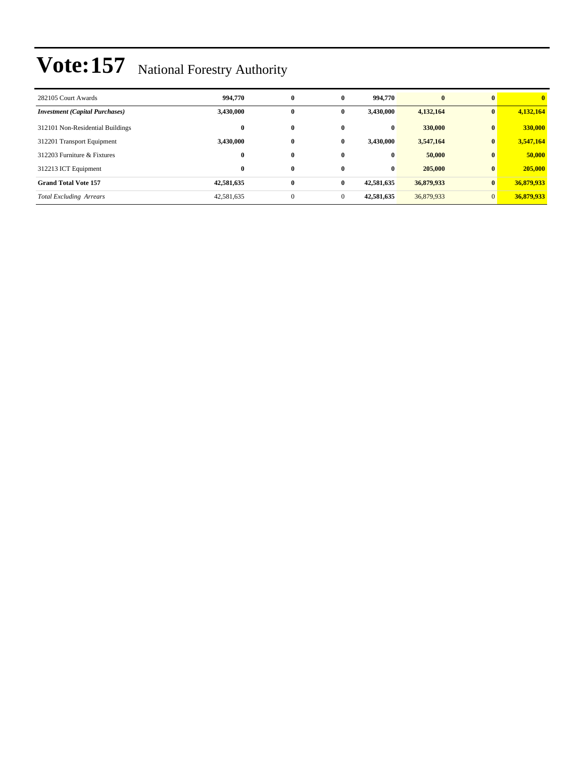# Vote:157 National Forestry Authority

| | | | | | | | |
|---|---|---|---|---|---|---|---|
| 282105 Court Awards | **994,770** | **0** | **0** | **994,770** | **0** | **0** | **0** |
| ***Investment (Capital Purchases)*** | **3,430,000** | **0** | **0** | **3,430,000** | **4,132,164** | **0** | **4,132,164** |
| 312101 Non-Residential Buildings | **0** | **0** | **0** | **0** | **330,000** | **0** | **330,000** |
| 312201 Transport Equipment | **3,430,000** | **0** | **0** | **3,430,000** | **3,547,164** | **0** | **3,547,164** |
| 312203 Furniture & Fixtures | **0** | **0** | **0** | **0** | **50,000** | **0** | **50,000** |
| 312213 ICT Equipment | **0** | **0** | **0** | **0** | **205,000** | **0** | **205,000** |
| **Grand Total Vote 157** | **42,581,635** | **0** | **0** | **42,581,635** | **36,879,933** | **0** | **36,879,933** |
| *Total Excluding Arrears* | 42,581,635 | 0 | 0 | **42,581,635** | 36,879,933 | 0 | **36,879,933** |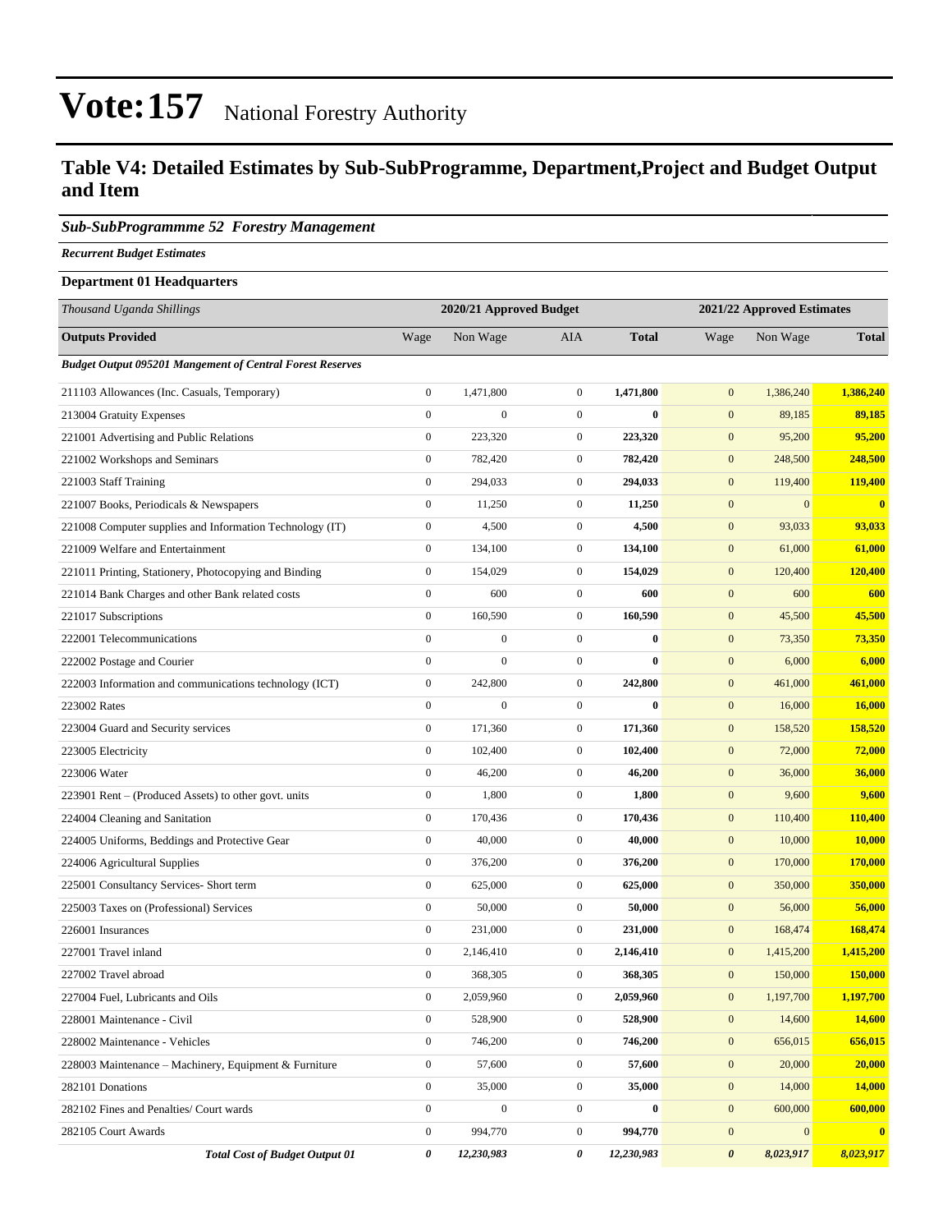# Vote:157 National Forestry Authority

## Table V4: Detailed Estimates by Sub-SubProgramme, Department,Project and Budget Output and Item

### *Sub-SubProgrammme 52 Forestry Management*

***Recurrent Budget Estimates***

**Department 01 Headquarters**

| *Thousand Uganda Shillings* | 2020/21 Approved Budget | | | | 2021/22 Approved Estimates | | |
|---|---|---|---|---|---|---|---|
| **Outputs Provided** | Wage | Non Wage | AIA | **Total** | Wage | Non Wage | **Total** |
| ***Budget Output 095201 Mangement of Central Forest Reserves*** | | | | | | | |
| 211103 Allowances (Inc. Casuals, Temporary) | 0 | 1,471,800 | 0 | **1,471,800** | 0 | 1,386,240 | **1,386,240** |
| 213004 Gratuity Expenses | 0 | 0 | 0 | **0** | 0 | 89,185 | **89,185** |
| 221001 Advertising and Public Relations | 0 | 223,320 | 0 | **223,320** | 0 | 95,200 | **95,200** |
| 221002 Workshops and Seminars | 0 | 782,420 | 0 | **782,420** | 0 | 248,500 | **248,500** |
| 221003 Staff Training | 0 | 294,033 | 0 | **294,033** | 0 | 119,400 | **119,400** |
| 221007 Books, Periodicals & Newspapers | 0 | 11,250 | 0 | **11,250** | 0 | 0 | **0** |
| 221008 Computer supplies and Information Technology (IT) | 0 | 4,500 | 0 | **4,500** | 0 | 93,033 | **93,033** |
| 221009 Welfare and Entertainment | 0 | 134,100 | 0 | **134,100** | 0 | 61,000 | **61,000** |
| 221011 Printing, Stationery, Photocopying and Binding | 0 | 154,029 | 0 | **154,029** | 0 | 120,400 | **120,400** |
| 221014 Bank Charges and other Bank related costs | 0 | 600 | 0 | **600** | 0 | 600 | **600** |
| 221017 Subscriptions | 0 | 160,590 | 0 | **160,590** | 0 | 45,500 | **45,500** |
| 222001 Telecommunications | 0 | 0 | 0 | **0** | 0 | 73,350 | **73,350** |
| 222002 Postage and Courier | 0 | 0 | 0 | **0** | 0 | 6,000 | **6,000** |
| 222003 Information and communications technology (ICT) | 0 | 242,800 | 0 | **242,800** | 0 | 461,000 | **461,000** |
| 223002 Rates | 0 | 0 | 0 | **0** | 0 | 16,000 | **16,000** |
| 223004 Guard and Security services | 0 | 171,360 | 0 | **171,360** | 0 | 158,520 | **158,520** |
| 223005 Electricity | 0 | 102,400 | 0 | **102,400** | 0 | 72,000 | **72,000** |
| 223006 Water | 0 | 46,200 | 0 | **46,200** | 0 | 36,000 | **36,000** |
| 223901 Rent – (Produced Assets) to other govt. units | 0 | 1,800 | 0 | **1,800** | 0 | 9,600 | **9,600** |
| 224004 Cleaning and Sanitation | 0 | 170,436 | 0 | **170,436** | 0 | 110,400 | **110,400** |
| 224005 Uniforms, Beddings and Protective Gear | 0 | 40,000 | 0 | **40,000** | 0 | 10,000 | **10,000** |
| 224006 Agricultural Supplies | 0 | 376,200 | 0 | **376,200** | 0 | 170,000 | **170,000** |
| 225001 Consultancy Services- Short term | 0 | 625,000 | 0 | **625,000** | 0 | 350,000 | **350,000** |
| 225003 Taxes on (Professional) Services | 0 | 50,000 | 0 | **50,000** | 0 | 56,000 | **56,000** |
| 226001 Insurances | 0 | 231,000 | 0 | **231,000** | 0 | 168,474 | **168,474** |
| 227001 Travel inland | 0 | 2,146,410 | 0 | **2,146,410** | 0 | 1,415,200 | **1,415,200** |
| 227002 Travel abroad | 0 | 368,305 | 0 | **368,305** | 0 | 150,000 | **150,000** |
| 227004 Fuel, Lubricants and Oils | 0 | 2,059,960 | 0 | **2,059,960** | 0 | 1,197,700 | **1,197,700** |
| 228001 Maintenance - Civil | 0 | 528,900 | 0 | **528,900** | 0 | 14,600 | **14,600** |
| 228002 Maintenance - Vehicles | 0 | 746,200 | 0 | **746,200** | 0 | 656,015 | **656,015** |
| 228003 Maintenance – Machinery, Equipment & Furniture | 0 | 57,600 | 0 | **57,600** | 0 | 20,000 | **20,000** |
| 282101 Donations | 0 | 35,000 | 0 | **35,000** | 0 | 14,000 | **14,000** |
| 282102 Fines and Penalties/ Court wards | 0 | 0 | 0 | **0** | 0 | 600,000 | **600,000** |
| 282105 Court Awards | 0 | 994,770 | 0 | **994,770** | 0 | 0 | **0** |
| ***Total Cost of Budget Output 01*** | ***0*** | ***12,230,983*** | ***0*** | ***12,230,983*** | ***0*** | ***8,023,917*** | ***8,023,917*** |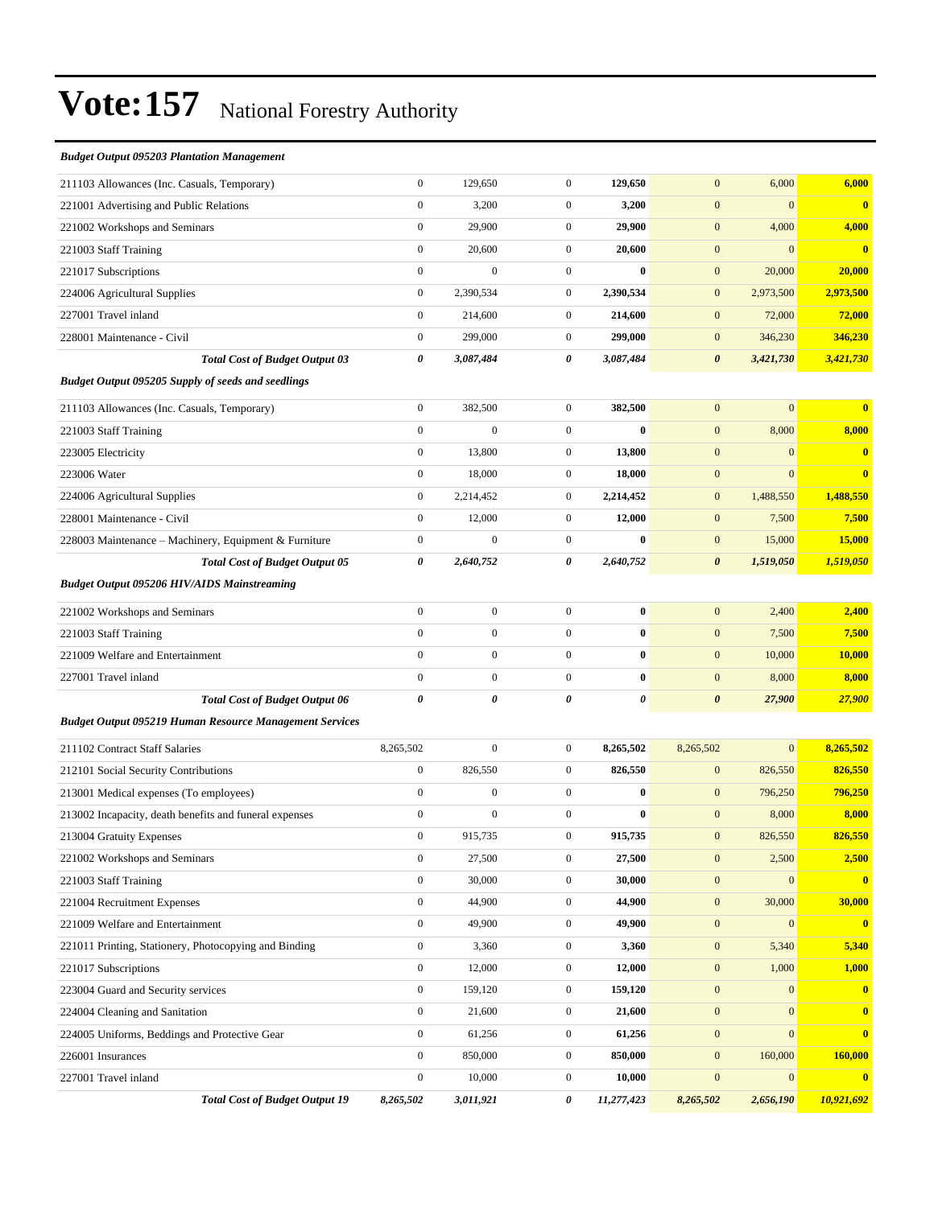# Vote:157 National Forestry Authority

| *Budget Output 095203 Plantation Management* | | | | | | | |
|---|---|---|---|---|---|---|---|
| 211103 Allowances (Inc. Casuals, Temporary) | 0 | 129,650 | 0 | **129,650** | 0 | 6,000 | **6,000** |
| 221001 Advertising and Public Relations | 0 | 3,200 | 0 | **3,200** | 0 | 0 | **0** |
| 221002 Workshops and Seminars | 0 | 29,900 | 0 | **29,900** | 0 | 4,000 | **4,000** |
| 221003 Staff Training | 0 | 20,600 | 0 | **20,600** | 0 | 0 | **0** |
| 221017 Subscriptions | 0 | 0 | 0 | **0** | 0 | 20,000 | **20,000** |
| 224006 Agricultural Supplies | 0 | 2,390,534 | 0 | **2,390,534** | 0 | 2,973,500 | **2,973,500** |
| 227001 Travel inland | 0 | 214,600 | 0 | **214,600** | 0 | 72,000 | **72,000** |
| 228001 Maintenance - Civil | 0 | 299,000 | 0 | **299,000** | 0 | 346,230 | **346,230** |
| ***Total Cost of Budget Output 03*** | ***0*** | ***3,087,484*** | ***0*** | ***3,087,484*** | ***0*** | ***3,421,730*** | ***3,421,730*** |
| ***Budget Output 095205 Supply of seeds and seedlings*** | | | | | | | |
| 211103 Allowances (Inc. Casuals, Temporary) | 0 | 382,500 | 0 | **382,500** | 0 | 0 | **0** |
| 221003 Staff Training | 0 | 0 | 0 | **0** | 0 | 8,000 | **8,000** |
| 223005 Electricity | 0 | 13,800 | 0 | **13,800** | 0 | 0 | **0** |
| 223006 Water | 0 | 18,000 | 0 | **18,000** | 0 | 0 | **0** |
| 224006 Agricultural Supplies | 0 | 2,214,452 | 0 | **2,214,452** | 0 | 1,488,550 | **1,488,550** |
| 228001 Maintenance - Civil | 0 | 12,000 | 0 | **12,000** | 0 | 7,500 | **7,500** |
| 228003 Maintenance – Machinery, Equipment & Furniture | 0 | 0 | 0 | **0** | 0 | 15,000 | **15,000** |
| ***Total Cost of Budget Output 05*** | ***0*** | ***2,640,752*** | ***0*** | ***2,640,752*** | ***0*** | ***1,519,050*** | ***1,519,050*** |
| ***Budget Output 095206 HIV/AIDS Mainstreaming*** | | | | | | | |
| 221002 Workshops and Seminars | 0 | 0 | 0 | **0** | 0 | 2,400 | **2,400** |
| 221003 Staff Training | 0 | 0 | 0 | **0** | 0 | 7,500 | **7,500** |
| 221009 Welfare and Entertainment | 0 | 0 | 0 | **0** | 0 | 10,000 | **10,000** |
| 227001 Travel inland | 0 | 0 | 0 | **0** | 0 | 8,000 | **8,000** |
| ***Total Cost of Budget Output 06*** | ***0*** | ***0*** | ***0*** | ***0*** | ***0*** | ***27,900*** | ***27,900*** |
| ***Budget Output 095219 Human Resource Management Services*** | | | | | | | |
| 211102 Contract Staff Salaries | 8,265,502 | 0 | 0 | **8,265,502** | 8,265,502 | 0 | **8,265,502** |
| 212101 Social Security Contributions | 0 | 826,550 | 0 | **826,550** | 0 | 826,550 | **826,550** |
| 213001 Medical expenses (To employees) | 0 | 0 | 0 | **0** | 0 | 796,250 | **796,250** |
| 213002 Incapacity, death benefits and funeral expenses | 0 | 0 | 0 | **0** | 0 | 8,000 | **8,000** |
| 213004 Gratuity Expenses | 0 | 915,735 | 0 | **915,735** | 0 | 826,550 | **826,550** |
| 221002 Workshops and Seminars | 0 | 27,500 | 0 | **27,500** | 0 | 2,500 | **2,500** |
| 221003 Staff Training | 0 | 30,000 | 0 | **30,000** | 0 | 0 | **0** |
| 221004 Recruitment Expenses | 0 | 44,900 | 0 | **44,900** | 0 | 30,000 | **30,000** |
| 221009 Welfare and Entertainment | 0 | 49,900 | 0 | **49,900** | 0 | 0 | **0** |
| 221011 Printing, Stationery, Photocopying and Binding | 0 | 3,360 | 0 | **3,360** | 0 | 5,340 | **5,340** |
| 221017 Subscriptions | 0 | 12,000 | 0 | **12,000** | 0 | 1,000 | **1,000** |
| 223004 Guard and Security services | 0 | 159,120 | 0 | **159,120** | 0 | 0 | **0** |
| 224004 Cleaning and Sanitation | 0 | 21,600 | 0 | **21,600** | 0 | 0 | **0** |
| 224005 Uniforms, Beddings and Protective Gear | 0 | 61,256 | 0 | **61,256** | 0 | 0 | **0** |
| 226001 Insurances | 0 | 850,000 | 0 | **850,000** | 0 | 160,000 | **160,000** |
| 227001 Travel inland | 0 | 10,000 | 0 | **10,000** | 0 | 0 | **0** |
| ***Total Cost of Budget Output 19*** | ***8,265,502*** | ***3,011,921*** | ***0*** | ***11,277,423*** | ***8,265,502*** | ***2,656,190*** | ***10,921,692*** |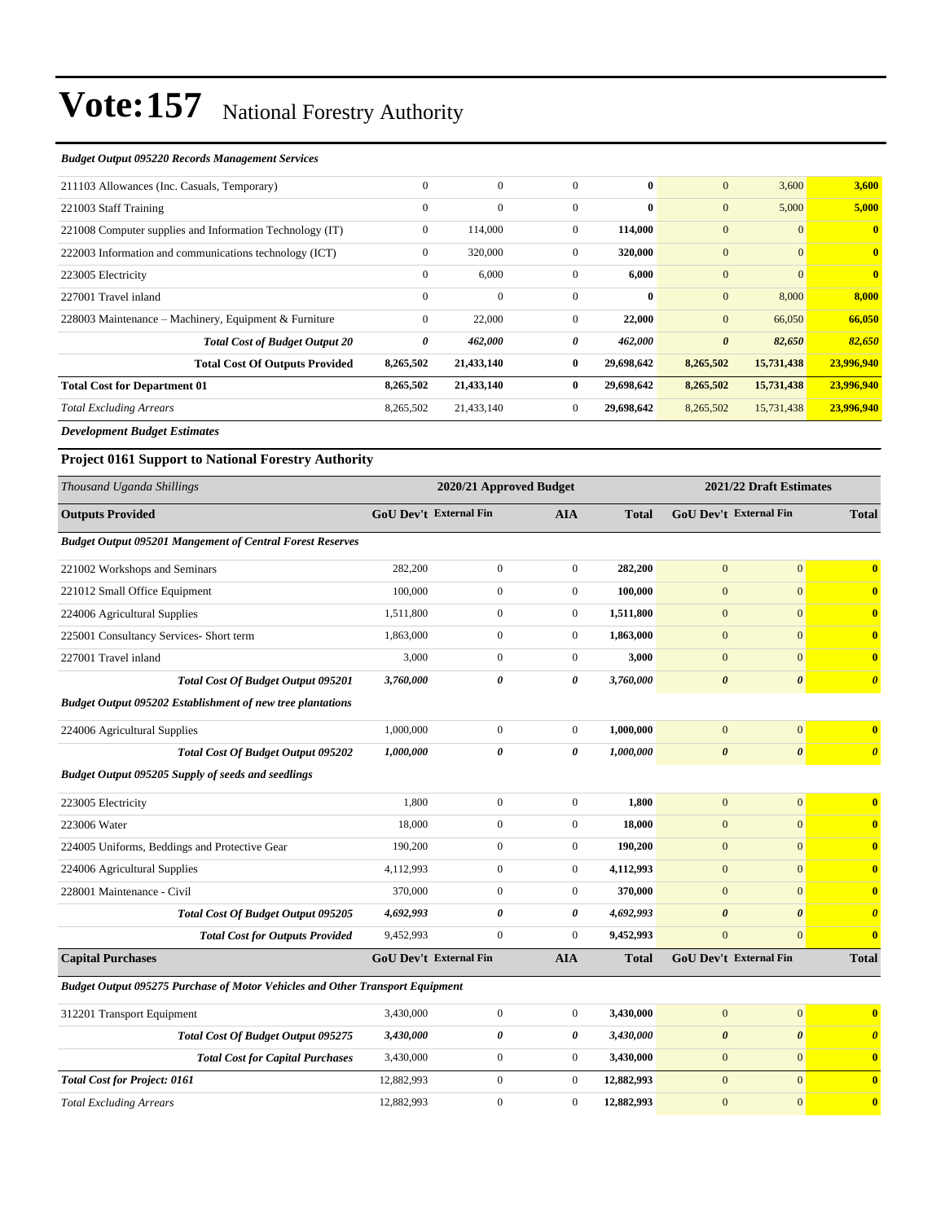# Vote:157 National Forestry Authority

*Budget Output 095220 Records Management Services*

| | | | | | | | |
|---|---|---|---|---|---|---|---|
| 211103 Allowances (Inc. Casuals, Temporary) | 0 | 0 | 0 | **0** | 0 | 3,600 | **3,600** |
| 221003 Staff Training | 0 | 0 | 0 | **0** | 0 | 5,000 | **5,000** |
| 221008 Computer supplies and Information Technology (IT) | 0 | 114,000 | 0 | **114,000** | 0 | 0 | **0** |
| 222003 Information and communications technology (ICT) | 0 | 320,000 | 0 | **320,000** | 0 | 0 | **0** |
| 223005 Electricity | 0 | 6,000 | 0 | **6,000** | 0 | 0 | **0** |
| 227001 Travel inland | 0 | 0 | 0 | **0** | 0 | 8,000 | **8,000** |
| 228003 Maintenance – Machinery, Equipment & Furniture | 0 | 22,000 | 0 | **22,000** | 0 | 66,050 | **66,050** |
| ***Total Cost of Budget Output 20*** | ***0*** | ***462,000*** | ***0*** | ***462,000*** | ***0*** | ***82,650*** | ***82,650*** |
| **Total Cost Of Outputs Provided** | **8,265,502** | **21,433,140** | **0** | **29,698,642** | **8,265,502** | **15,731,438** | **23,996,940** |
| **Total Cost for Department 01** | **8,265,502** | **21,433,140** | **0** | **29,698,642** | **8,265,502** | **15,731,438** | **23,996,940** |
| *Total Excluding Arrears* | 8,265,502 | 21,433,140 | 0 | **29,698,642** | 8,265,502 | 15,731,438 | **23,996,940** |

*Development Budget Estimates*

### Project 0161 Support to National Forestry Authority

| *Thousand Uganda Shillings* | 2020/21 Approved Budget | | | | 2021/22 Draft Estimates | | |
|---|---|---|---|---|---|---|---|
| **Outputs Provided** | **GoU Dev't** | **External Fin** | **AIA** | **Total** | **GoU Dev't** | **External Fin** | **Total** |
| ***Budget Output 095201 Mangement of Central Forest Reserves*** | | | | | | | |
| 221002 Workshops and Seminars | 282,200 | 0 | 0 | **282,200** | 0 | 0 | **0** |
| 221012 Small Office Equipment | 100,000 | 0 | 0 | **100,000** | 0 | 0 | **0** |
| 224006 Agricultural Supplies | 1,511,800 | 0 | 0 | **1,511,800** | 0 | 0 | **0** |
| 225001 Consultancy Services- Short term | 1,863,000 | 0 | 0 | **1,863,000** | 0 | 0 | **0** |
| 227001 Travel inland | 3,000 | 0 | 0 | **3,000** | 0 | 0 | **0** |
| ***Total Cost Of Budget Output 095201*** | ***3,760,000*** | ***0*** | ***0*** | ***3,760,000*** | ***0*** | ***0*** | ***0*** |
| ***Budget Output 095202 Establishment of new tree plantations*** | | | | | | | |
| 224006 Agricultural Supplies | 1,000,000 | 0 | 0 | **1,000,000** | 0 | 0 | **0** |
| ***Total Cost Of Budget Output 095202*** | ***1,000,000*** | ***0*** | ***0*** | ***1,000,000*** | ***0*** | ***0*** | ***0*** |
| ***Budget Output 095205 Supply of seeds and seedlings*** | | | | | | | |
| 223005 Electricity | 1,800 | 0 | 0 | **1,800** | 0 | 0 | **0** |
| 223006 Water | 18,000 | 0 | 0 | **18,000** | 0 | 0 | **0** |
| 224005 Uniforms, Beddings and Protective Gear | 190,200 | 0 | 0 | **190,200** | 0 | 0 | **0** |
| 224006 Agricultural Supplies | 4,112,993 | 0 | 0 | **4,112,993** | 0 | 0 | **0** |
| 228001 Maintenance - Civil | 370,000 | 0 | 0 | **370,000** | 0 | 0 | **0** |
| ***Total Cost Of Budget Output 095205*** | ***4,692,993*** | ***0*** | ***0*** | ***4,692,993*** | ***0*** | ***0*** | ***0*** |
| ***Total Cost for Outputs Provided*** | 9,452,993 | 0 | 0 | **9,452,993** | 0 | 0 | **0** |
| **Capital Purchases** | **GoU Dev't** | **External Fin** | **AIA** | **Total** | **GoU Dev't** | **External Fin** | **Total** |
| ***Budget Output 095275 Purchase of Motor Vehicles and Other Transport Equipment*** | | | | | | | |
| 312201 Transport Equipment | 3,430,000 | 0 | 0 | **3,430,000** | 0 | 0 | **0** |
| ***Total Cost Of Budget Output 095275*** | ***3,430,000*** | ***0*** | ***0*** | ***3,430,000*** | ***0*** | ***0*** | ***0*** |
| ***Total Cost for Capital Purchases*** | 3,430,000 | 0 | 0 | **3,430,000** | 0 | 0 | **0** |
| ***Total Cost for Project: 0161*** | 12,882,993 | 0 | 0 | **12,882,993** | 0 | 0 | **0** |
| *Total Excluding Arrears* | 12,882,993 | 0 | 0 | **12,882,993** | 0 | 0 | **0** |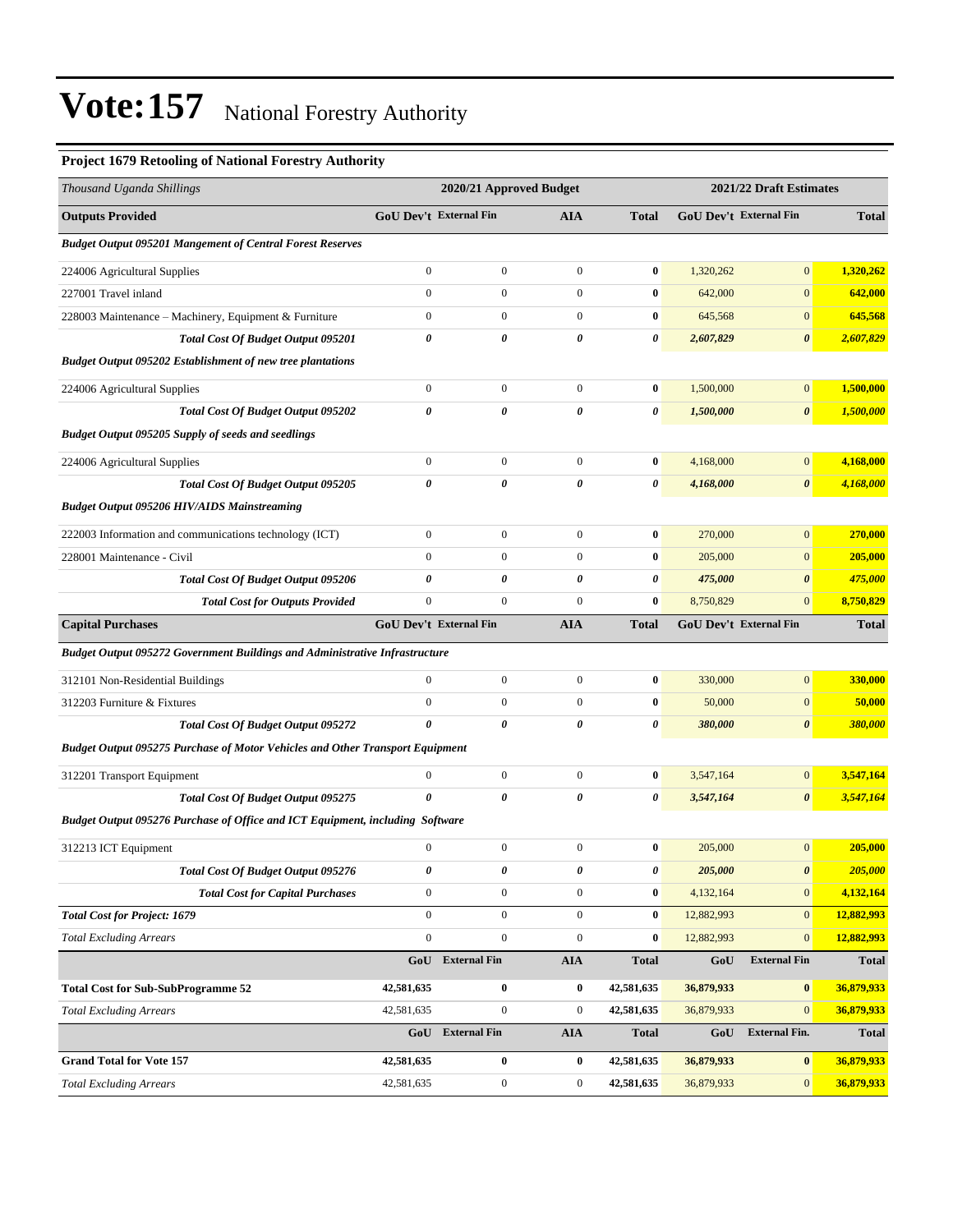# Vote:157 National Forestry Authority

**Project 1679 Retooling of National Forestry Authority**

| *Thousand Uganda Shillings* | 2020/21 Approved Budget | | | | 2021/22 Draft Estimates | | |
|---|---|---|---|---|---|---|---|
| **Outputs Provided** | **GoU Dev't** | **External Fin** | **AIA** | **Total** | **GoU Dev't** | **External Fin** | **Total** |
| ***Budget Output 095201 Mangement of Central Forest Reserves*** | | | | | | | |
| 224006 Agricultural Supplies | 0 | 0 | 0 | **0** | 1,320,262 | 0 | **1,320,262** |
| 227001 Travel inland | 0 | 0 | 0 | **0** | 642,000 | 0 | **642,000** |
| 228003 Maintenance – Machinery, Equipment & Furniture | 0 | 0 | 0 | **0** | 645,568 | 0 | **645,568** |
| ***Total Cost Of Budget Output 095201*** | ***0*** | ***0*** | ***0*** | ***0*** | ***2,607,829*** | ***0*** | ***2,607,829*** |
| ***Budget Output 095202 Establishment of new tree plantations*** | | | | | | | |
| 224006 Agricultural Supplies | 0 | 0 | 0 | **0** | 1,500,000 | 0 | **1,500,000** |
| ***Total Cost Of Budget Output 095202*** | ***0*** | ***0*** | ***0*** | ***0*** | ***1,500,000*** | ***0*** | ***1,500,000*** |
| ***Budget Output 095205 Supply of seeds and seedlings*** | | | | | | | |
| 224006 Agricultural Supplies | 0 | 0 | 0 | **0** | 4,168,000 | 0 | **4,168,000** |
| ***Total Cost Of Budget Output 095205*** | ***0*** | ***0*** | ***0*** | ***0*** | ***4,168,000*** | ***0*** | ***4,168,000*** |
| ***Budget Output 095206 HIV/AIDS Mainstreaming*** | | | | | | | |
| 222003 Information and communications technology (ICT) | 0 | 0 | 0 | **0** | 270,000 | 0 | **270,000** |
| 228001 Maintenance - Civil | 0 | 0 | 0 | **0** | 205,000 | 0 | **205,000** |
| ***Total Cost Of Budget Output 095206*** | ***0*** | ***0*** | ***0*** | ***0*** | ***475,000*** | ***0*** | ***475,000*** |
| ***Total Cost for Outputs Provided*** | 0 | 0 | 0 | **0** | 8,750,829 | 0 | **8,750,829** |
| **Capital Purchases** | **GoU Dev't** | **External Fin** | **AIA** | **Total** | **GoU Dev't** | **External Fin** | **Total** |
| ***Budget Output 095272 Government Buildings and Administrative Infrastructure*** | | | | | | | |
| 312101 Non-Residential Buildings | 0 | 0 | 0 | **0** | 330,000 | 0 | **330,000** |
| 312203 Furniture & Fixtures | 0 | 0 | 0 | **0** | 50,000 | 0 | **50,000** |
| ***Total Cost Of Budget Output 095272*** | ***0*** | ***0*** | ***0*** | ***0*** | ***380,000*** | ***0*** | ***380,000*** |
| ***Budget Output 095275 Purchase of Motor Vehicles and Other Transport Equipment*** | | | | | | | |
| 312201 Transport Equipment | 0 | 0 | 0 | **0** | 3,547,164 | 0 | **3,547,164** |
| ***Total Cost Of Budget Output 095275*** | ***0*** | ***0*** | ***0*** | ***0*** | ***3,547,164*** | ***0*** | ***3,547,164*** |
| ***Budget Output 095276 Purchase of Office and ICT Equipment, including Software*** | | | | | | | |
| 312213 ICT Equipment | 0 | 0 | 0 | **0** | 205,000 | 0 | **205,000** |
| ***Total Cost Of Budget Output 095276*** | ***0*** | ***0*** | ***0*** | ***0*** | ***205,000*** | ***0*** | ***205,000*** |
| ***Total Cost for Capital Purchases*** | 0 | 0 | 0 | **0** | 4,132,164 | 0 | **4,132,164** |
| ***Total Cost for Project: 1679*** | 0 | 0 | 0 | **0** | 12,882,993 | 0 | **12,882,993** |
| *Total Excluding Arrears* | 0 | 0 | 0 | **0** | 12,882,993 | 0 | **12,882,993** |
| | **GoU** | **External Fin** | **AIA** | **Total** | **GoU** | **External Fin** | **Total** |
| **Total Cost for Sub-SubProgramme 52** | **42,581,635** | **0** | **0** | **42,581,635** | **36,879,933** | **0** | **36,879,933** |
| *Total Excluding Arrears* | 42,581,635 | 0 | 0 | **42,581,635** | 36,879,933 | 0 | **36,879,933** |
| | **GoU** | **External Fin** | **AIA** | **Total** | **GoU** | **External Fin.** | **Total** |
| **Grand Total for Vote 157** | **42,581,635** | **0** | **0** | **42,581,635** | **36,879,933** | **0** | **36,879,933** |
| *Total Excluding Arrears* | 42,581,635 | 0 | 0 | **42,581,635** | 36,879,933 | 0 | **36,879,933** |